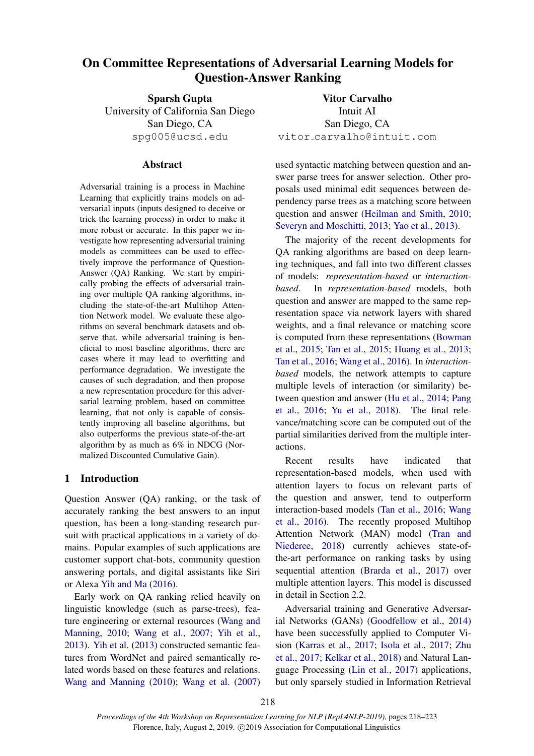# On Committee Representations of Adversarial Learning Models for Question-Answer Ranking

**Sparsh Gupta**
University of California San Diego
San Diego, CA
spg005@ucsd.edu

**Vitor Carvalho**
Intuit AI
San Diego, CA
vitor_carvalho@intuit.com

## Abstract

Adversarial training is a process in Machine Learning that explicitly trains models on adversarial inputs (inputs designed to deceive or trick the learning process) in order to make it more robust or accurate. In this paper we investigate how representing adversarial training models as committees can be used to effectively improve the performance of Question-Answer (QA) Ranking. We start by empirically probing the effects of adversarial training over multiple QA ranking algorithms, including the state-of-the-art Multihop Attention Network model. We evaluate these algorithms on several benchmark datasets and observe that, while adversarial training is beneficial to most baseline algorithms, there are cases where it may lead to overfitting and performance degradation. We investigate the causes of such degradation, and then propose a new representation procedure for this adversarial learning problem, based on committee learning, that not only is capable of consistently improving all baseline algorithms, but also outperforms the previous state-of-the-art algorithm by as much as 6% in NDCG (Normalized Discounted Cumulative Gain).

## 1 Introduction

Question Answer (QA) ranking, or the task of accurately ranking the best answers to an input question, has been a long-standing research pursuit with practical applications in a variety of domains. Popular examples of such applications are customer support chat-bots, community question answering portals, and digital assistants like Siri or Alexa Yih and Ma (2016).

Early work on QA ranking relied heavily on linguistic knowledge (such as parse-trees), feature engineering or external resources (Wang and Manning, 2010; Wang et al., 2007; Yih et al., 2013). Yih et al. (2013) constructed semantic features from WordNet and paired semantically related words based on these features and relations. Wang and Manning (2010); Wang et al. (2007) used syntactic matching between question and answer parse trees for answer selection. Other proposals used minimal edit sequences between dependency parse trees as a matching score between question and answer (Heilman and Smith, 2010; Severyn and Moschitti, 2013; Yao et al., 2013).

The majority of the recent developments for QA ranking algorithms are based on deep learning techniques, and fall into two different classes of models: *representation-based* or *interaction-based*. In *representation-based* models, both question and answer are mapped to the same representation space via network layers with shared weights, and a final relevance or matching score is computed from these representations (Bowman et al., 2015; Tan et al., 2015; Huang et al., 2013; Tan et al., 2016; Wang et al., 2016). In *interaction-based* models, the network attempts to capture multiple levels of interaction (or similarity) between question and answer (Hu et al., 2014; Pang et al., 2016; Yu et al., 2018). The final relevance/matching score can be computed out of the partial similarities derived from the multiple interactions.

Recent results have indicated that representation-based models, when used with attention layers to focus on relevant parts of the question and answer, tend to outperform interaction-based models (Tan et al., 2016; Wang et al., 2016). The recently proposed Multihop Attention Network (MAN) model (Tran and Niederee, 2018) currently achieves state-of-the-art performance on ranking tasks by using sequential attention (Brarda et al., 2017) over multiple attention layers. This model is discussed in detail in Section 2.2.

Adversarial training and Generative Adversarial Networks (GANs) (Goodfellow et al., 2014) have been successfully applied to Computer Vision (Karras et al., 2017; Isola et al., 2017; Zhu et al., 2017; Kelkar et al., 2018) and Natural Language Processing (Lin et al., 2017) applications, but only sparsely studied in Information Retrieval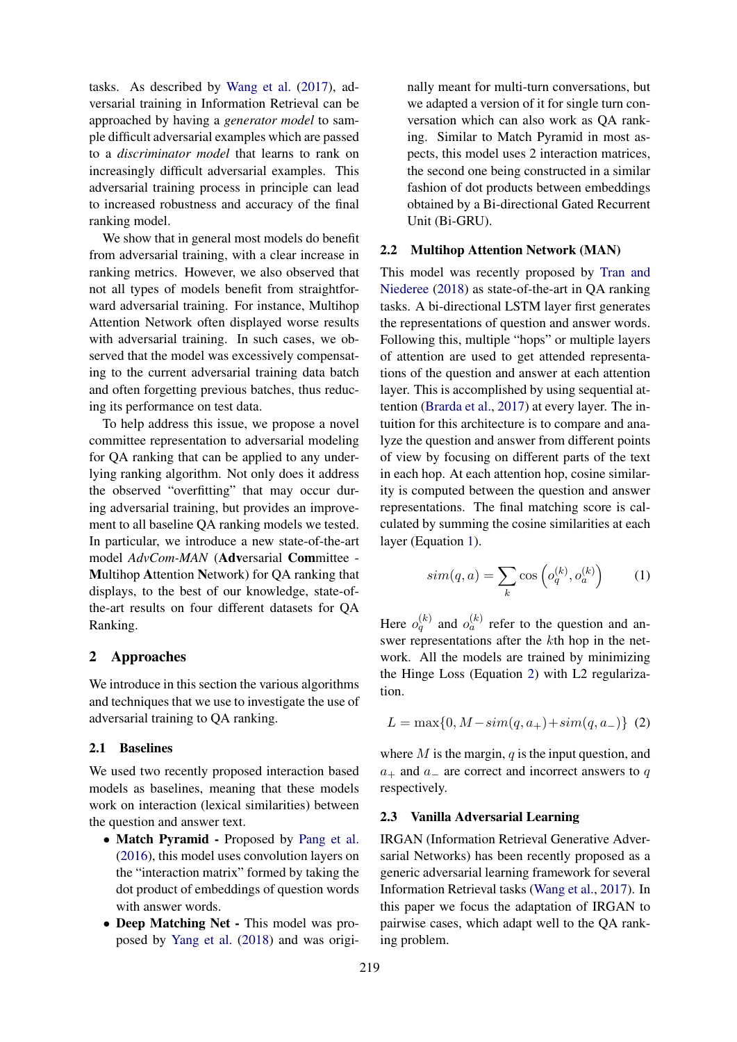tasks. As described by Wang et al. (2017), adversarial training in Information Retrieval can be approached by having a *generator model* to sample difficult adversarial examples which are passed to a *discriminator model* that learns to rank on increasingly difficult adversarial examples. This adversarial training process in principle can lead to increased robustness and accuracy of the final ranking model.

We show that in general most models do benefit from adversarial training, with a clear increase in ranking metrics. However, we also observed that not all types of models benefit from straightforward adversarial training. For instance, Multihop Attention Network often displayed worse results with adversarial training. In such cases, we observed that the model was excessively compensating to the current adversarial training data batch and often forgetting previous batches, thus reducing its performance on test data.

To help address this issue, we propose a novel committee representation to adversarial modeling for QA ranking that can be applied to any underlying ranking algorithm. Not only does it address the observed "overfitting" that may occur during adversarial training, but provides an improvement to all baseline QA ranking models we tested. In particular, we introduce a new state-of-the-art model *AdvCom-MAN* (**Adv**ersarial **Com**mittee - **M**ultihop **A**ttention **N**etwork) for QA ranking that displays, to the best of our knowledge, state-of-the-art results on four different datasets for QA Ranking.

## 2 Approaches

We introduce in this section the various algorithms and techniques that we use to investigate the use of adversarial training to QA ranking.

### 2.1 Baselines

We used two recently proposed interaction based models as baselines, meaning that these models work on interaction (lexical similarities) between the question and answer text.

- **Match Pyramid -** Proposed by Pang et al. (2016), this model uses convolution layers on the "interaction matrix" formed by taking the dot product of embeddings of question words with answer words.
- **Deep Matching Net -** This model was proposed by Yang et al. (2018) and was originally meant for multi-turn conversations, but we adapted a version of it for single turn conversation which can also work as QA ranking. Similar to Match Pyramid in most aspects, this model uses 2 interaction matrices, the second one being constructed in a similar fashion of dot products between embeddings obtained by a Bi-directional Gated Recurrent Unit (Bi-GRU).

### 2.2 Multihop Attention Network (MAN)

This model was recently proposed by Tran and Niederee (2018) as state-of-the-art in QA ranking tasks. A bi-directional LSTM layer first generates the representations of question and answer words. Following this, multiple "hops" or multiple layers of attention are used to get attended representations of the question and answer at each attention layer. This is accomplished by using sequential attention (Brarda et al., 2017) at every layer. The intuition for this architecture is to compare and analyze the question and answer from different points of view by focusing on different parts of the text in each hop. At each attention hop, cosine similarity is computed between the question and answer representations. The final matching score is calculated by summing the cosine similarities at each layer (Equation 1).

$$sim(q, a) = \sum_{k} \cos\left(o_q^{(k)}, o_a^{(k)}\right) \tag{1}$$

Here $o_q^{(k)}$ and $o_a^{(k)}$ refer to the question and answer representations after the $k$th hop in the network. All the models are trained by minimizing the Hinge Loss (Equation 2) with L2 regularization.

$$L = \max\{0, M - sim(q, a_+) + sim(q, a_-)\} \tag{2}$$

where $M$ is the margin, $q$ is the input question, and $a_+$ and $a_-$ are correct and incorrect answers to $q$ respectively.

### 2.3 Vanilla Adversarial Learning

IRGAN (Information Retrieval Generative Adversarial Networks) has been recently proposed as a generic adversarial learning framework for several Information Retrieval tasks (Wang et al., 2017). In this paper we focus the adaptation of IRGAN to pairwise cases, which adapt well to the QA ranking problem.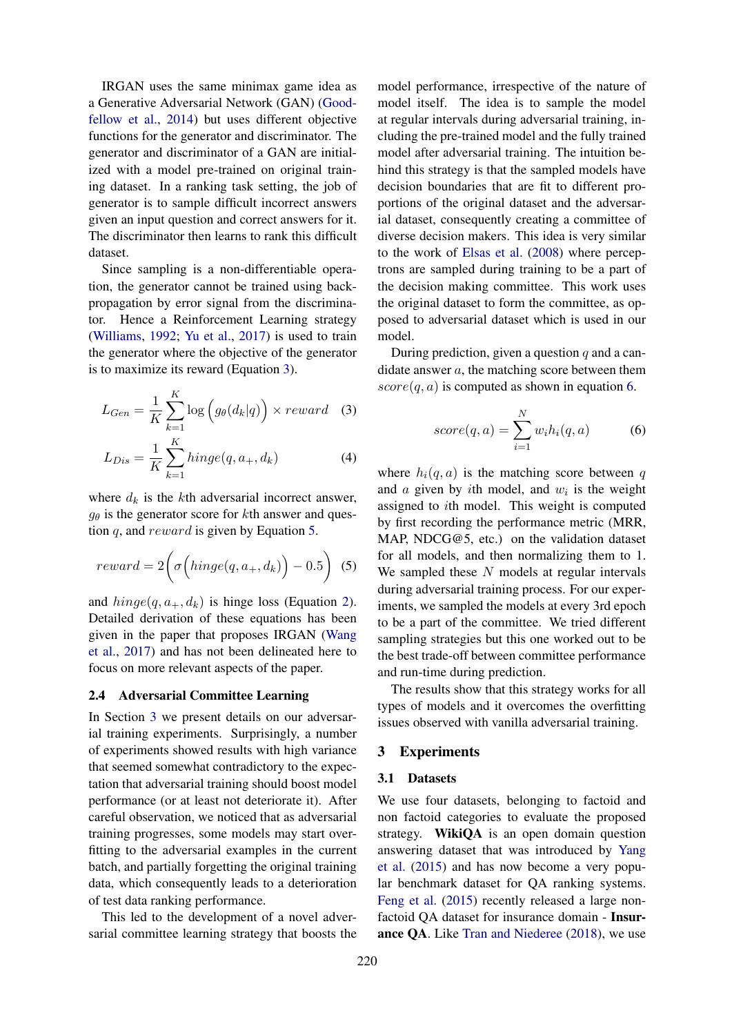IRGAN uses the same minimax game idea as a Generative Adversarial Network (GAN) (Goodfellow et al., 2014) but uses different objective functions for the generator and discriminator. The generator and discriminator of a GAN are initialized with a model pre-trained on original training dataset. In a ranking task setting, the job of generator is to sample difficult incorrect answers given an input question and correct answers for it. The discriminator then learns to rank this difficult dataset.

Since sampling is a non-differentiable operation, the generator cannot be trained using back-propagation by error signal from the discriminator. Hence a Reinforcement Learning strategy (Williams, 1992; Yu et al., 2017) is used to train the generator where the objective of the generator is to maximize its reward (Equation 3).

$$L_{Gen} = \frac{1}{K}\sum_{k=1}^{K} \log\Big(g_\theta(d_k|q)\Big) \times reward \quad (3)$$

$$L_{Dis} = \frac{1}{K}\sum_{k=1}^{K} hinge(q, a_+, d_k) \quad (4)$$

where $d_k$ is the $k$th adversarial incorrect answer, $g_\theta$ is the generator score for $k$th answer and question $q$, and $reward$ is given by Equation 5.

$$reward = 2\bigg(\sigma\Big(hinge(q, a_+, d_k)\Big) - 0.5\bigg) \quad (5)$$

and $hinge(q, a_+, d_k)$ is hinge loss (Equation 2). Detailed derivation of these equations has been given in the paper that proposes IRGAN (Wang et al., 2017) and has not been delineated here to focus on more relevant aspects of the paper.

### 2.4 Adversarial Committee Learning

In Section 3 we present details on our adversarial training experiments. Surprisingly, a number of experiments showed results with high variance that seemed somewhat contradictory to the expectation that adversarial training should boost model performance (or at least not deteriorate it). After careful observation, we noticed that as adversarial training progresses, some models may start overfitting to the adversarial examples in the current batch, and partially forgetting the original training data, which consequently leads to a deterioration of test data ranking performance.

This led to the development of a novel adversarial committee learning strategy that boosts the model performance, irrespective of the nature of model itself. The idea is to sample the model at regular intervals during adversarial training, including the pre-trained model and the fully trained model after adversarial training. The intuition behind this strategy is that the sampled models have decision boundaries that are fit to different proportions of the original dataset and the adversarial dataset, consequently creating a committee of diverse decision makers. This idea is very similar to the work of Elsas et al. (2008) where perceptrons are sampled during training to be a part of the decision making committee. This work uses the original dataset to form the committee, as opposed to adversarial dataset which is used in our model.

During prediction, given a question $q$ and a candidate answer $a$, the matching score between them $score(q, a)$ is computed as shown in equation 6.

$$score(q, a) = \sum_{i=1}^{N} w_i h_i(q, a) \quad (6)$$

where $h_i(q, a)$ is the matching score between $q$ and $a$ given by $i$th model, and $w_i$ is the weight assigned to $i$th model. This weight is computed by first recording the performance metric (MRR, MAP, NDCG@5, etc.) on the validation dataset for all models, and then normalizing them to 1. We sampled these $N$ models at regular intervals during adversarial training process. For our experiments, we sampled the models at every 3rd epoch to be a part of the committee. We tried different sampling strategies but this one worked out to be the best trade-off between committee performance and run-time during prediction.

The results show that this strategy works for all types of models and it overcomes the overfitting issues observed with vanilla adversarial training.

## 3 Experiments

### 3.1 Datasets

We use four datasets, belonging to factoid and non factoid categories to evaluate the proposed strategy. **WikiQA** is an open domain question answering dataset that was introduced by Yang et al. (2015) and has now become a very popular benchmark dataset for QA ranking systems. Feng et al. (2015) recently released a large non-factoid QA dataset for insurance domain - **Insurance QA**. Like Tran and Niederee (2018), we use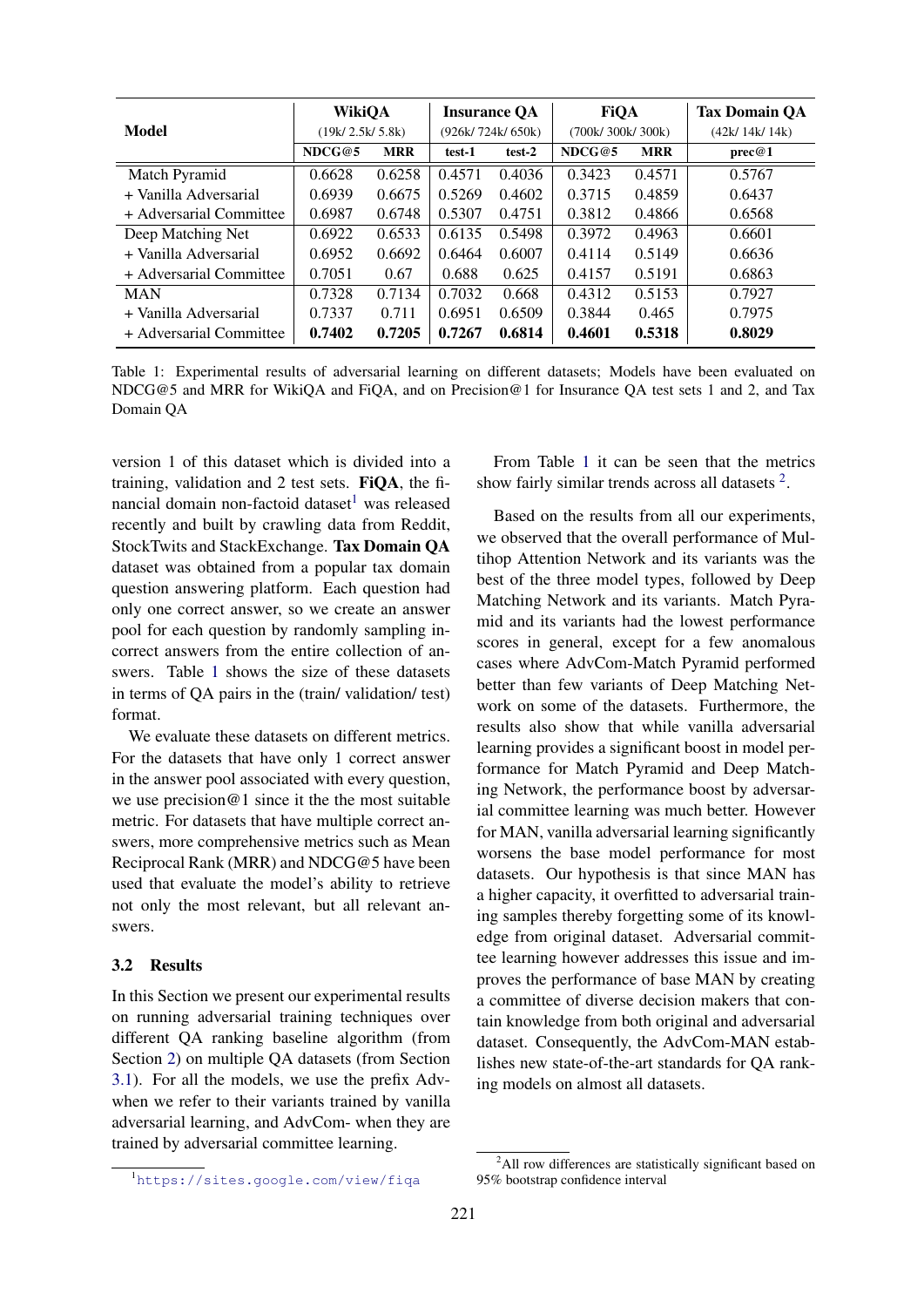| Model | WikiQA (19k/ 2.5k/ 5.8k) | | Insurance QA (926k/ 724k/ 650k) | | FiQA (700k/ 300k/ 300k) | | Tax Domain QA (42k/ 14k/ 14k) |
|---|---|---|---|---|---|---|---|
| | NDCG@5 | MRR | test-1 | test-2 | NDCG@5 | MRR | prec@1 |
| Match Pyramid | 0.6628 | 0.6258 | 0.4571 | 0.4036 | 0.3423 | 0.4571 | 0.5767 |
| + Vanilla Adversarial | 0.6939 | 0.6675 | 0.5269 | 0.4602 | 0.3715 | 0.4859 | 0.6437 |
| + Adversarial Committee | 0.6987 | 0.6748 | 0.5307 | 0.4751 | 0.3812 | 0.4866 | 0.6568 |
| Deep Matching Net | 0.6922 | 0.6533 | 0.6135 | 0.5498 | 0.3972 | 0.4963 | 0.6601 |
| + Vanilla Adversarial | 0.6952 | 0.6692 | 0.6464 | 0.6007 | 0.4114 | 0.5149 | 0.6636 |
| + Adversarial Committee | 0.7051 | 0.67 | 0.688 | 0.625 | 0.4157 | 0.5191 | 0.6863 |
| MAN | 0.7328 | 0.7134 | 0.7032 | 0.668 | 0.4312 | 0.5153 | 0.7927 |
| + Vanilla Adversarial | 0.7337 | 0.711 | 0.6951 | 0.6509 | 0.3844 | 0.465 | 0.7975 |
| + Adversarial Committee | **0.7402** | **0.7205** | **0.7267** | **0.6814** | **0.4601** | **0.5318** | **0.8029** |

Table 1: Experimental results of adversarial learning on different datasets; Models have been evaluated on NDCG@5 and MRR for WikiQA and FiQA, and on Precision@1 for Insurance QA test sets 1 and 2, and Tax Domain QA

version 1 of this dataset which is divided into a training, validation and 2 test sets. **FiQA**, the financial domain non-factoid dataset[1] was released recently and built by crawling data from Reddit, StockTwits and StackExchange. **Tax Domain QA** dataset was obtained from a popular tax domain question answering platform. Each question had only one correct answer, so we create an answer pool for each question by randomly sampling incorrect answers from the entire collection of answers. Table 1 shows the size of these datasets in terms of QA pairs in the (train/ validation/ test) format.

We evaluate these datasets on different metrics. For the datasets that have only 1 correct answer in the answer pool associated with every question, we use precision@1 since it the the most suitable metric. For datasets that have multiple correct answers, more comprehensive metrics such as Mean Reciprocal Rank (MRR) and NDCG@5 have been used that evaluate the model's ability to retrieve not only the most relevant, but all relevant answers.

### 3.2 Results

In this Section we present our experimental results on running adversarial training techniques over different QA ranking baseline algorithm (from Section 2) on multiple QA datasets (from Section 3.1). For all the models, we use the prefix Adv- when we refer to their variants trained by vanilla adversarial learning, and AdvCom- when they are trained by adversarial committee learning.

From Table 1 it can be seen that the metrics show fairly similar trends across all datasets [2].

Based on the results from all our experiments, we observed that the overall performance of Multihop Attention Network and its variants was the best of the three model types, followed by Deep Matching Network and its variants. Match Pyramid and its variants had the lowest performance scores in general, except for a few anomalous cases where AdvCom-Match Pyramid performed better than few variants of Deep Matching Network on some of the datasets. Furthermore, the results also show that while vanilla adversarial learning provides a significant boost in model performance for Match Pyramid and Deep Matching Network, the performance boost by adversarial committee learning was much better. However for MAN, vanilla adversarial learning significantly worsens the base model performance for most datasets. Our hypothesis is that since MAN has a higher capacity, it overfitted to adversarial training samples thereby forgetting some of its knowledge from original dataset. Adversarial committee learning however addresses this issue and improves the performance of base MAN by creating a committee of diverse decision makers that contain knowledge from both original and adversarial dataset. Consequently, the AdvCom-MAN establishes new state-of-the-art standards for QA ranking models on almost all datasets.

[1] https://sites.google.com/view/fiqa

[2] All row differences are statistically significant based on 95% bootstrap confidence interval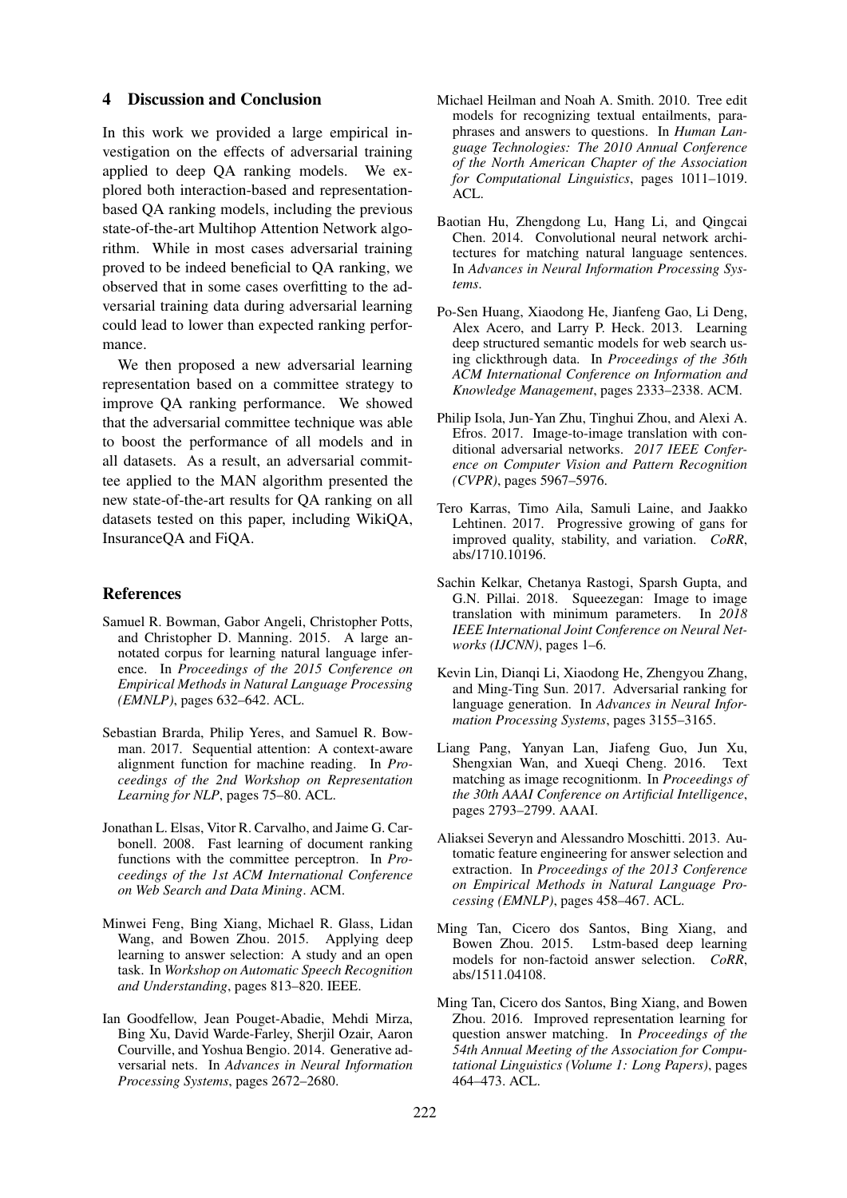## 4 Discussion and Conclusion

In this work we provided a large empirical investigation on the effects of adversarial training applied to deep QA ranking models. We explored both interaction-based and representation-based QA ranking models, including the previous state-of-the-art Multihop Attention Network algorithm. While in most cases adversarial training proved to be indeed beneficial to QA ranking, we observed that in some cases overfitting to the adversarial training data during adversarial learning could lead to lower than expected ranking performance.

We then proposed a new adversarial learning representation based on a committee strategy to improve QA ranking performance. We showed that the adversarial committee technique was able to boost the performance of all models and in all datasets. As a result, an adversarial committee applied to the MAN algorithm presented the new state-of-the-art results for QA ranking on all datasets tested on this paper, including WikiQA, InsuranceQA and FiQA.

## References

Samuel R. Bowman, Gabor Angeli, Christopher Potts, and Christopher D. Manning. 2015. A large annotated corpus for learning natural language inference. In *Proceedings of the 2015 Conference on Empirical Methods in Natural Language Processing (EMNLP)*, pages 632–642. ACL.

Sebastian Brarda, Philip Yeres, and Samuel R. Bowman. 2017. Sequential attention: A context-aware alignment function for machine reading. In *Proceedings of the 2nd Workshop on Representation Learning for NLP*, pages 75–80. ACL.

Jonathan L. Elsas, Vitor R. Carvalho, and Jaime G. Carbonell. 2008. Fast learning of document ranking functions with the committee perceptron. In *Proceedings of the 1st ACM International Conference on Web Search and Data Mining*. ACM.

Minwei Feng, Bing Xiang, Michael R. Glass, Lidan Wang, and Bowen Zhou. 2015. Applying deep learning to answer selection: A study and an open task. In *Workshop on Automatic Speech Recognition and Understanding*, pages 813–820. IEEE.

Ian Goodfellow, Jean Pouget-Abadie, Mehdi Mirza, Bing Xu, David Warde-Farley, Sherjil Ozair, Aaron Courville, and Yoshua Bengio. 2014. Generative adversarial nets. In *Advances in Neural Information Processing Systems*, pages 2672–2680.

Michael Heilman and Noah A. Smith. 2010. Tree edit models for recognizing textual entailments, paraphrases and answers to questions. In *Human Language Technologies: The 2010 Annual Conference of the North American Chapter of the Association for Computational Linguistics*, pages 1011–1019. ACL.

Baotian Hu, Zhengdong Lu, Hang Li, and Qingcai Chen. 2014. Convolutional neural network architectures for matching natural language sentences. In *Advances in Neural Information Processing Systems*.

Po-Sen Huang, Xiaodong He, Jianfeng Gao, Li Deng, Alex Acero, and Larry P. Heck. 2013. Learning deep structured semantic models for web search using clickthrough data. In *Proceedings of the 36th ACM International Conference on Information and Knowledge Management*, pages 2333–2338. ACM.

Philip Isola, Jun-Yan Zhu, Tinghui Zhou, and Alexi A. Efros. 2017. Image-to-image translation with conditional adversarial networks. *2017 IEEE Conference on Computer Vision and Pattern Recognition (CVPR)*, pages 5967–5976.

Tero Karras, Timo Aila, Samuli Laine, and Jaakko Lehtinen. 2017. Progressive growing of gans for improved quality, stability, and variation. *CoRR*, abs/1710.10196.

Sachin Kelkar, Chetanya Rastogi, Sparsh Gupta, and G.N. Pillai. 2018. Squeezegan: Image to image translation with minimum parameters. In *2018 IEEE International Joint Conference on Neural Networks (IJCNN)*, pages 1–6.

Kevin Lin, Dianqi Li, Xiaodong He, Zhengyou Zhang, and Ming-Ting Sun. 2017. Adversarial ranking for language generation. In *Advances in Neural Information Processing Systems*, pages 3155–3165.

Liang Pang, Yanyan Lan, Jiafeng Guo, Jun Xu, Shengxian Wan, and Xueqi Cheng. 2016. Text matching as image recognitionm. In *Proceedings of the 30th AAAI Conference on Artificial Intelligence*, pages 2793–2799. AAAI.

Aliaksei Severyn and Alessandro Moschitti. 2013. Automatic feature engineering for answer selection and extraction. In *Proceedings of the 2013 Conference on Empirical Methods in Natural Language Processing (EMNLP)*, pages 458–467. ACL.

Ming Tan, Cicero dos Santos, Bing Xiang, and Bowen Zhou. 2015. Lstm-based deep learning models for non-factoid answer selection. *CoRR*, abs/1511.04108.

Ming Tan, Cicero dos Santos, Bing Xiang, and Bowen Zhou. 2016. Improved representation learning for question answer matching. In *Proceedings of the 54th Annual Meeting of the Association for Computational Linguistics (Volume 1: Long Papers)*, pages 464–473. ACL.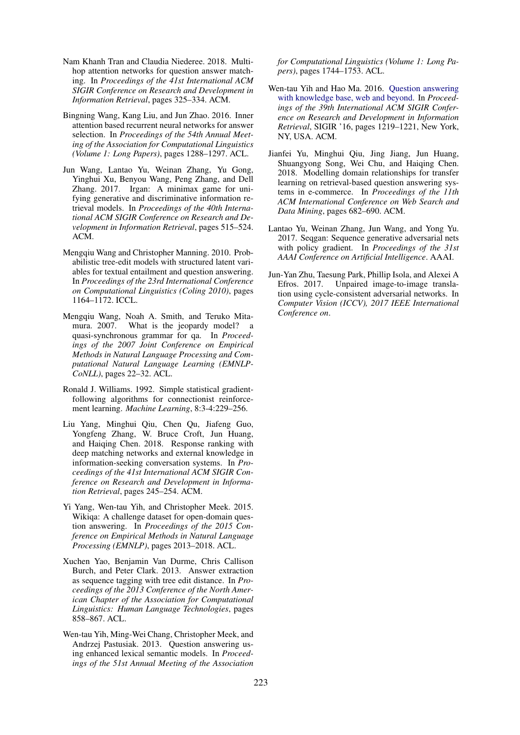Nam Khanh Tran and Claudia Niederee. 2018. Multihop attention networks for question answer matching. In *Proceedings of the 41st International ACM SIGIR Conference on Research and Development in Information Retrieval*, pages 325–334. ACM.

Bingning Wang, Kang Liu, and Jun Zhao. 2016. Inner attention based recurrent neural networks for answer selection. In *Proceedings of the 54th Annual Meeting of the Association for Computational Linguistics (Volume 1: Long Papers)*, pages 1288–1297. ACL.

Jun Wang, Lantao Yu, Weinan Zhang, Yu Gong, Yinghui Xu, Benyou Wang, Peng Zhang, and Dell Zhang. 2017. Irgan: A minimax game for unifying generative and discriminative information retrieval models. In *Proceedings of the 40th International ACM SIGIR Conference on Research and Development in Information Retrieval*, pages 515–524. ACM.

Mengqiu Wang and Christopher Manning. 2010. Probabilistic tree-edit models with structured latent variables for textual entailment and question answering. In *Proceedings of the 23rd International Conference on Computational Linguistics (Coling 2010)*, pages 1164–1172. ICCL.

Mengqiu Wang, Noah A. Smith, and Teruko Mitamura. 2007. What is the jeopardy model? a quasi-synchronous grammar for qa. In *Proceedings of the 2007 Joint Conference on Empirical Methods in Natural Language Processing and Computational Natural Language Learning (EMNLP-CoNLL)*, pages 22–32. ACL.

Ronald J. Williams. 1992. Simple statistical gradient-following algorithms for connectionist reinforcement learning. *Machine Learning*, 8:3-4:229–256.

Liu Yang, Minghui Qiu, Chen Qu, Jiafeng Guo, Yongfeng Zhang, W. Bruce Croft, Jun Huang, and Haiqing Chen. 2018. Response ranking with deep matching networks and external knowledge in information-seeking conversation systems. In *Proceedings of the 41st International ACM SIGIR Conference on Research and Development in Information Retrieval*, pages 245–254. ACM.

Yi Yang, Wen-tau Yih, and Christopher Meek. 2015. Wikiqa: A challenge dataset for open-domain question answering. In *Proceedings of the 2015 Conference on Empirical Methods in Natural Language Processing (EMNLP)*, pages 2013–2018. ACL.

Xuchen Yao, Benjamin Van Durme, Chris Callison Burch, and Peter Clark. 2013. Answer extraction as sequence tagging with tree edit distance. In *Proceedings of the 2013 Conference of the North American Chapter of the Association for Computational Linguistics: Human Language Technologies*, pages 858–867. ACL.

Wen-tau Yih, Ming-Wei Chang, Christopher Meek, and Andrzej Pastusiak. 2013. Question answering using enhanced lexical semantic models. In *Proceedings of the 51st Annual Meeting of the Association for Computational Linguistics (Volume 1: Long Papers)*, pages 1744–1753. ACL.

Wen-tau Yih and Hao Ma. 2016. Question answering with knowledge base, web and beyond. In *Proceedings of the 39th International ACM SIGIR Conference on Research and Development in Information Retrieval*, SIGIR '16, pages 1219–1221, New York, NY, USA. ACM.

Jianfei Yu, Minghui Qiu, Jing Jiang, Jun Huang, Shuangyong Song, Wei Chu, and Haiqing Chen. 2018. Modelling domain relationships for transfer learning on retrieval-based question answering systems in e-commerce. In *Proceedings of the 11th ACM International Conference on Web Search and Data Mining*, pages 682–690. ACM.

Lantao Yu, Weinan Zhang, Jun Wang, and Yong Yu. 2017. Seqgan: Sequence generative adversarial nets with policy gradient. In *Proceedings of the 31st AAAI Conference on Artificial Intelligence*. AAAI.

Jun-Yan Zhu, Taesung Park, Phillip Isola, and Alexei A Efros. 2017. Unpaired image-to-image translation using cycle-consistent adversarial networks. In *Computer Vision (ICCV), 2017 IEEE International Conference on*.